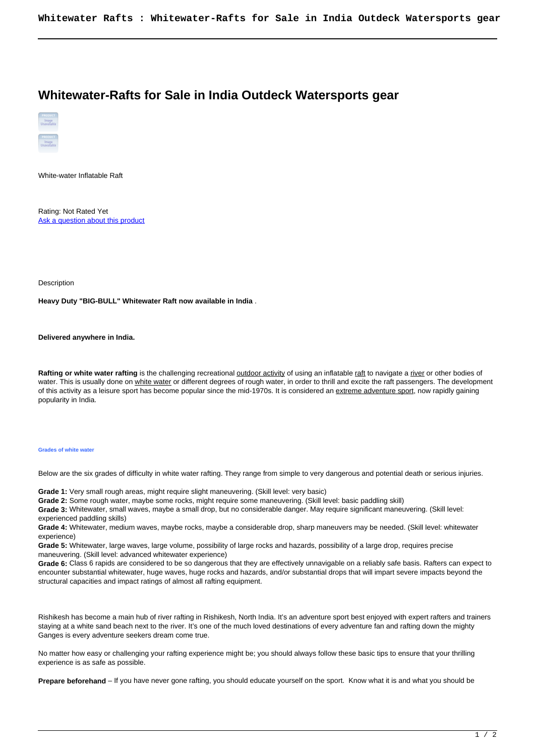# Whitewater-Rafts for Sale in India Outdeck Watersports gear

White-water Inflatable Raft

Rating: Not Rated Yet
Ask a question about this product

Description

**Heavy Duty "BIG-BULL" Whitewater Raft now available in India** .

**Delivered anywhere in India.**

**Rafting or white water rafting** is the challenging recreational outdoor activity of using an inflatable raft to navigate a river or other bodies of water. This is usually done on white water or different degrees of rough water, in order to thrill and excite the raft passengers. The development of this activity as a leisure sport has become popular since the mid-1970s. It is considered an extreme adventure sport, now rapidly gaining popularity in India.

#### Grades of white water

Below are the six grades of difficulty in white water rafting. They range from simple to very dangerous and potential death or serious injuries.

**Grade 1:** Very small rough areas, might require slight maneuvering. (Skill level: very basic)
**Grade 2:** Some rough water, maybe some rocks, might require some maneuvering. (Skill level: basic paddling skill)
**Grade 3:** Whitewater, small waves, maybe a small drop, but no considerable danger. May require significant maneuvering. (Skill level: experienced paddling skills)
**Grade 4:** Whitewater, medium waves, maybe rocks, maybe a considerable drop, sharp maneuvers may be needed. (Skill level: whitewater experience)
**Grade 5:** Whitewater, large waves, large volume, possibility of large rocks and hazards, possibility of a large drop, requires precise maneuvering. (Skill level: advanced whitewater experience)
**Grade 6:** Class 6 rapids are considered to be so dangerous that they are effectively unnavigable on a reliably safe basis. Rafters can expect to encounter substantial whitewater, huge waves, huge rocks and hazards, and/or substantial drops that will impart severe impacts beyond the structural capacities and impact ratings of almost all rafting equipment.

Rishikesh has become a main hub of river rafting in Rishikesh, North India. It's an adventure sport best enjoyed with expert rafters and trainers staying at a white sand beach next to the river. It's one of the much loved destinations of every adventure fan and rafting down the mighty Ganges is every adventure seekers dream come true.

No matter how easy or challenging your rafting experience might be; you should always follow these basic tips to ensure that your thrilling experience is as safe as possible.

**Prepare beforehand** – If you have never gone rafting, you should educate yourself on the sport. Know what it is and what you should be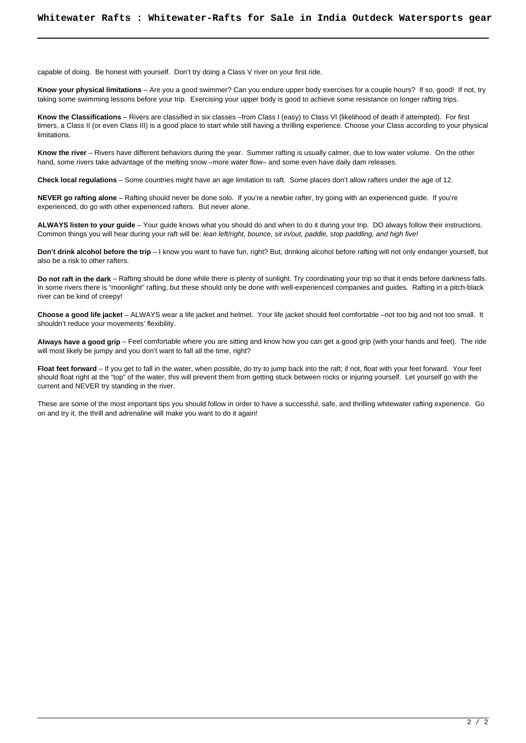capable of doing.  Be honest with yourself.  Don't try doing a Class V river on your first ride.

**Know your physical limitations** – Are you a good swimmer? Can you endure upper body exercises for a couple hours?  If so, good!  If not, try taking some swimming lessons before your trip.  Exercising your upper body is good to achieve some resistance on longer rafting trips.

**Know the Classifications** – Rivers are classified in six classes –from Class I (easy) to Class VI (likelihood of death if attempted).  For first timers, a Class II (or even Class III) is a good place to start while still having a thrilling experience. Choose your Class according to your physical limitations.

**Know the river** – Rivers have different behaviors during the year.  Summer rafting is usually calmer, due to low water volume.  On the other hand, some rivers take advantage of the melting snow –more water flow– and some even have daily dam releases.

**Check local regulations** – Some countries might have an age limitation to raft.  Some places don't allow rafters under the age of 12.

**NEVER go rafting alone** – Rafting should never be done solo.  If you're a newbie rafter, try going with an experienced guide.  If you're experienced, do go with other experienced rafters.  But never alone.

**ALWAYS listen to your guide** – Your guide knows what you should do and when to do it during your trip.  DO always follow their instructions. Common things you will hear during your raft will be: *lean left/right, bounce, sit in/out, paddle, stop paddling, and high five!*

**Don't drink alcohol before the trip** – I know you want to have fun, right? But, drinking alcohol before rafting will not only endanger yourself, but also be a risk to other rafters.

**Do not raft in the dark** – Rafting should be done while there is plenty of sunlight. Try coordinating your trip so that it ends before darkness falls. In some rivers there is "moonlight" rafting, but these should only be done with well-experienced companies and guides.  Rafting in a pitch-black river can be kind of creepy!

**Choose a good life jacket** – ALWAYS wear a life jacket and helmet.  Your life jacket should feel comfortable –not too big and not too small.  It shouldn't reduce your movements' flexibility.

**Always have a good grip** – Feel comfortable where you are sitting and know how you can get a good grip (with your hands and feet).  The ride will most likely be jumpy and you don't want to fall all the time, right?

**Float feet forward** – If you get to fall in the water, when possible, do try to jump back into the raft; if not, float with your feet forward.  Your feet should float right at the "top" of the water, this will prevent them from getting stuck between rocks or injuring yourself.  Let yourself go with the current and NEVER try standing in the river.

These are some of the most important tips you should follow in order to have a successful, safe, and thrilling whitewater rafting experience.  Go on and try it, the thrill and adrenaline will make you want to do it again!